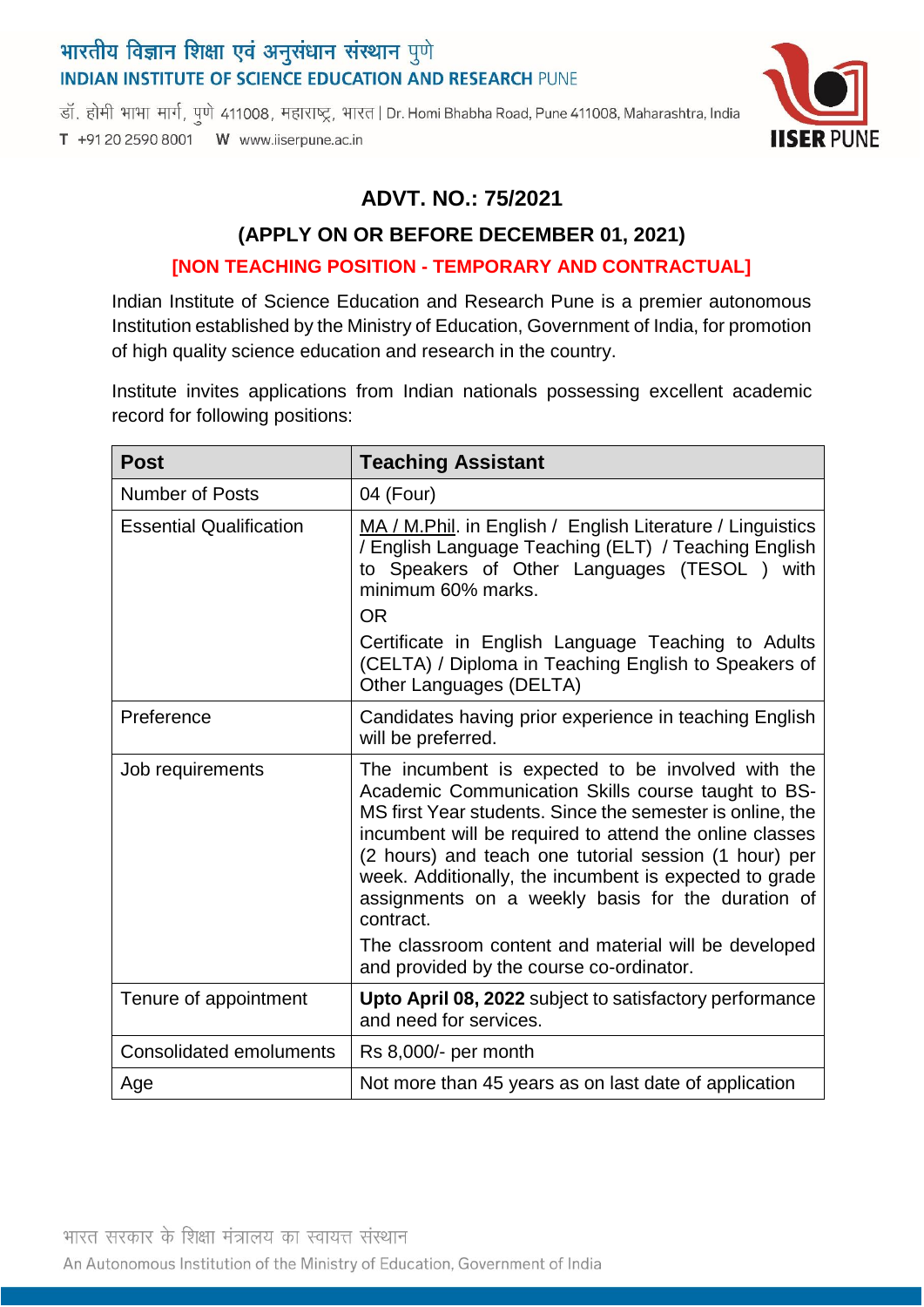भारतीय विज्ञान शिक्षा एवं अनुसंधान संस्थान पुणे
INDIAN INSTITUTE OF SCIENCE EDUCATION AND RESEARCH PUNE

डॉ. होमी भाभा मार्ग, पुणे 411008, महाराष्ट्र, भारत | Dr. Homi Bhabha Road, Pune 411008, Maharashtra, India
T +91 20 2590 8001 W www.iiserpune.ac.in

# ADVT. NO.: 75/2021

## (APPLY ON OR BEFORE DECEMBER 01, 2021)

**[NON TEACHING POSITION - TEMPORARY AND CONTRACTUAL]**

Indian Institute of Science Education and Research Pune is a premier autonomous Institution established by the Ministry of Education, Government of India, for promotion of high quality science education and research in the country.

Institute invites applications from Indian nationals possessing excellent academic record for following positions:

| Post | Teaching Assistant |
|---|---|
| Number of Posts | 04 (Four) |
| Essential Qualification | MA / M.Phil. in English / English Literature / Linguistics / English Language Teaching (ELT) / Teaching English to Speakers of Other Languages (TESOL ) with minimum 60% marks.<br>OR<br>Certificate in English Language Teaching to Adults (CELTA) / Diploma in Teaching English to Speakers of Other Languages (DELTA) |
| Preference | Candidates having prior experience in teaching English will be preferred. |
| Job requirements | The incumbent is expected to be involved with the Academic Communication Skills course taught to BS-MS first Year students. Since the semester is online, the incumbent will be required to attend the online classes (2 hours) and teach one tutorial session (1 hour) per week. Additionally, the incumbent is expected to grade assignments on a weekly basis for the duration of contract.<br>The classroom content and material will be developed and provided by the course co-ordinator. |
| Tenure of appointment | **Upto April 08, 2022** subject to satisfactory performance and need for services. |
| Consolidated emoluments | Rs 8,000/- per month |
| Age | Not more than 45 years as on last date of application |

भारत सरकार के शिक्षा मंत्रालय का स्वायत्त संस्थान
An Autonomous Institution of the Ministry of Education, Government of India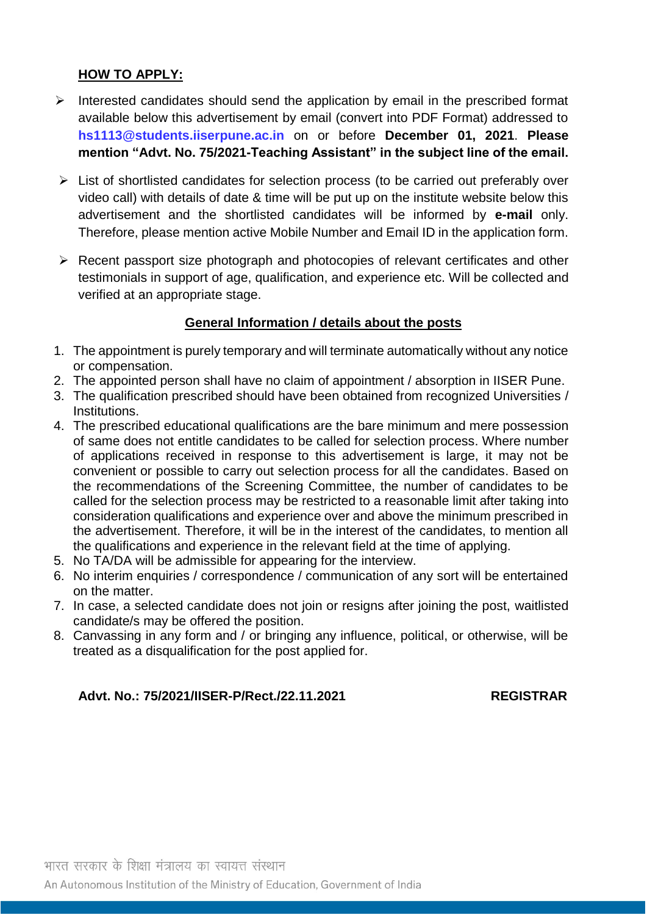## HOW TO APPLY:

- Interested candidates should send the application by email in the prescribed format available below this advertisement by email (convert into PDF Format) addressed to **hs1113@students.iiserpune.ac.in** on or before **December 01, 2021**. **Please mention "Advt. No. 75/2021-Teaching Assistant" in the subject line of the email.**
- List of shortlisted candidates for selection process (to be carried out preferably over video call) with details of date & time will be put up on the institute website below this advertisement and the shortlisted candidates will be informed by **e-mail** only. Therefore, please mention active Mobile Number and Email ID in the application form.
- Recent passport size photograph and photocopies of relevant certificates and other testimonials in support of age, qualification, and experience etc. Will be collected and verified at an appropriate stage.

## General Information / details about the posts

1. The appointment is purely temporary and will terminate automatically without any notice or compensation.
2. The appointed person shall have no claim of appointment / absorption in IISER Pune.
3. The qualification prescribed should have been obtained from recognized Universities / Institutions.
4. The prescribed educational qualifications are the bare minimum and mere possession of same does not entitle candidates to be called for selection process. Where number of applications received in response to this advertisement is large, it may not be convenient or possible to carry out selection process for all the candidates. Based on the recommendations of the Screening Committee, the number of candidates to be called for the selection process may be restricted to a reasonable limit after taking into consideration qualifications and experience over and above the minimum prescribed in the advertisement. Therefore, it will be in the interest of the candidates, to mention all the qualifications and experience in the relevant field at the time of applying.
5. No TA/DA will be admissible for appearing for the interview.
6. No interim enquiries / correspondence / communication of any sort will be entertained on the matter.
7. In case, a selected candidate does not join or resigns after joining the post, waitlisted candidate/s may be offered the position.
8. Canvassing in any form and / or bringing any influence, political, or otherwise, will be treated as a disqualification for the post applied for.

**Advt. No.: 75/2021/IISER-P/Rect./22.11.2021** **REGISTRAR**

भारत सरकार के शिक्षा मंत्रालय का स्वायत्त संस्थान

An Autonomous Institution of the Ministry of Education, Government of India